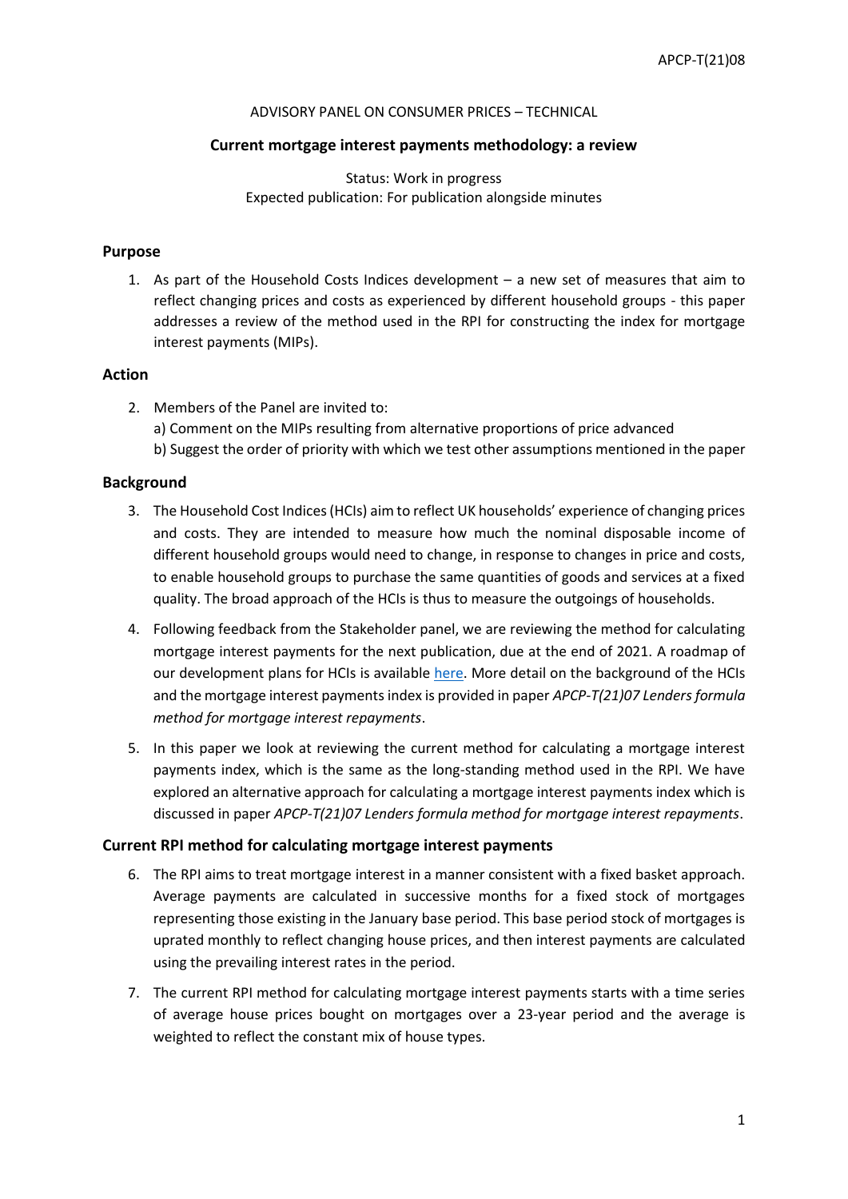APCP-T(21)08

ADVISORY PANEL ON CONSUMER PRICES – TECHNICAL

**Current mortgage interest payments methodology: a review**

Status: Work in progress
Expected publication: For publication alongside minutes

## Purpose

1. As part of the Household Costs Indices development – a new set of measures that aim to reflect changing prices and costs as experienced by different household groups - this paper addresses a review of the method used in the RPI for constructing the index for mortgage interest payments (MIPs).

## Action

2. Members of the Panel are invited to:
   a) Comment on the MIPs resulting from alternative proportions of price advanced
   b) Suggest the order of priority with which we test other assumptions mentioned in the paper

## Background

3. The Household Cost Indices (HCIs) aim to reflect UK households' experience of changing prices and costs. They are intended to measure how much the nominal disposable income of different household groups would need to change, in response to changes in price and costs, to enable household groups to purchase the same quantities of goods and services at a fixed quality. The broad approach of the HCIs is thus to measure the outgoings of households.

4. Following feedback from the Stakeholder panel, we are reviewing the method for calculating mortgage interest payments for the next publication, due at the end of 2021. A roadmap of our development plans for HCIs is available here. More detail on the background of the HCIs and the mortgage interest payments index is provided in paper *APCP-T(21)07 Lenders formula method for mortgage interest repayments*.

5. In this paper we look at reviewing the current method for calculating a mortgage interest payments index, which is the same as the long-standing method used in the RPI. We have explored an alternative approach for calculating a mortgage interest payments index which is discussed in paper *APCP-T(21)07 Lenders formula method for mortgage interest repayments*.

## Current RPI method for calculating mortgage interest payments

6. The RPI aims to treat mortgage interest in a manner consistent with a fixed basket approach. Average payments are calculated in successive months for a fixed stock of mortgages representing those existing in the January base period. This base period stock of mortgages is uprated monthly to reflect changing house prices, and then interest payments are calculated using the prevailing interest rates in the period.

7. The current RPI method for calculating mortgage interest payments starts with a time series of average house prices bought on mortgages over a 23-year period and the average is weighted to reflect the constant mix of house types.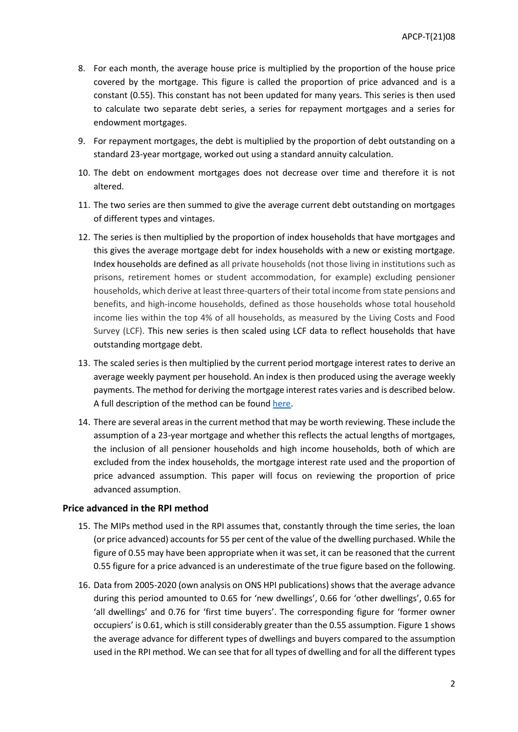8. For each month, the average house price is multiplied by the proportion of the house price covered by the mortgage. This figure is called the proportion of price advanced and is a constant (0.55). This constant has not been updated for many years. This series is then used to calculate two separate debt series, a series for repayment mortgages and a series for endowment mortgages.

9. For repayment mortgages, the debt is multiplied by the proportion of debt outstanding on a standard 23-year mortgage, worked out using a standard annuity calculation.

10. The debt on endowment mortgages does not decrease over time and therefore it is not altered.

11. The two series are then summed to give the average current debt outstanding on mortgages of different types and vintages.

12. The series is then multiplied by the proportion of index households that have mortgages and this gives the average mortgage debt for index households with a new or existing mortgage. Index households are defined as all private households (not those living in institutions such as prisons, retirement homes or student accommodation, for example) excluding pensioner households, which derive at least three-quarters of their total income from state pensions and benefits, and high-income households, defined as those households whose total household income lies within the top 4% of all households, as measured by the Living Costs and Food Survey (LCF). This new series is then scaled using LCF data to reflect households that have outstanding mortgage debt.

13. The scaled series is then multiplied by the current period mortgage interest rates to derive an average weekly payment per household. An index is then produced using the average weekly payments. The method for deriving the mortgage interest rates varies and is described below. A full description of the method can be found here.

14. There are several areas in the current method that may be worth reviewing. These include the assumption of a 23-year mortgage and whether this reflects the actual lengths of mortgages, the inclusion of all pensioner households and high income households, both of which are excluded from the index households, the mortgage interest rate used and the proportion of price advanced assumption. This paper will focus on reviewing the proportion of price advanced assumption.

### Price advanced in the RPI method

15. The MIPs method used in the RPI assumes that, constantly through the time series, the loan (or price advanced) accounts for 55 per cent of the value of the dwelling purchased. While the figure of 0.55 may have been appropriate when it was set, it can be reasoned that the current 0.55 figure for a price advanced is an underestimate of the true figure based on the following.

16. Data from 2005-2020 (own analysis on ONS HPI publications) shows that the average advance during this period amounted to 0.65 for 'new dwellings', 0.66 for 'other dwellings', 0.65 for 'all dwellings' and 0.76 for 'first time buyers'. The corresponding figure for 'former owner occupiers' is 0.61, which is still considerably greater than the 0.55 assumption. Figure 1 shows the average advance for different types of dwellings and buyers compared to the assumption used in the RPI method. We can see that for all types of dwelling and for all the different types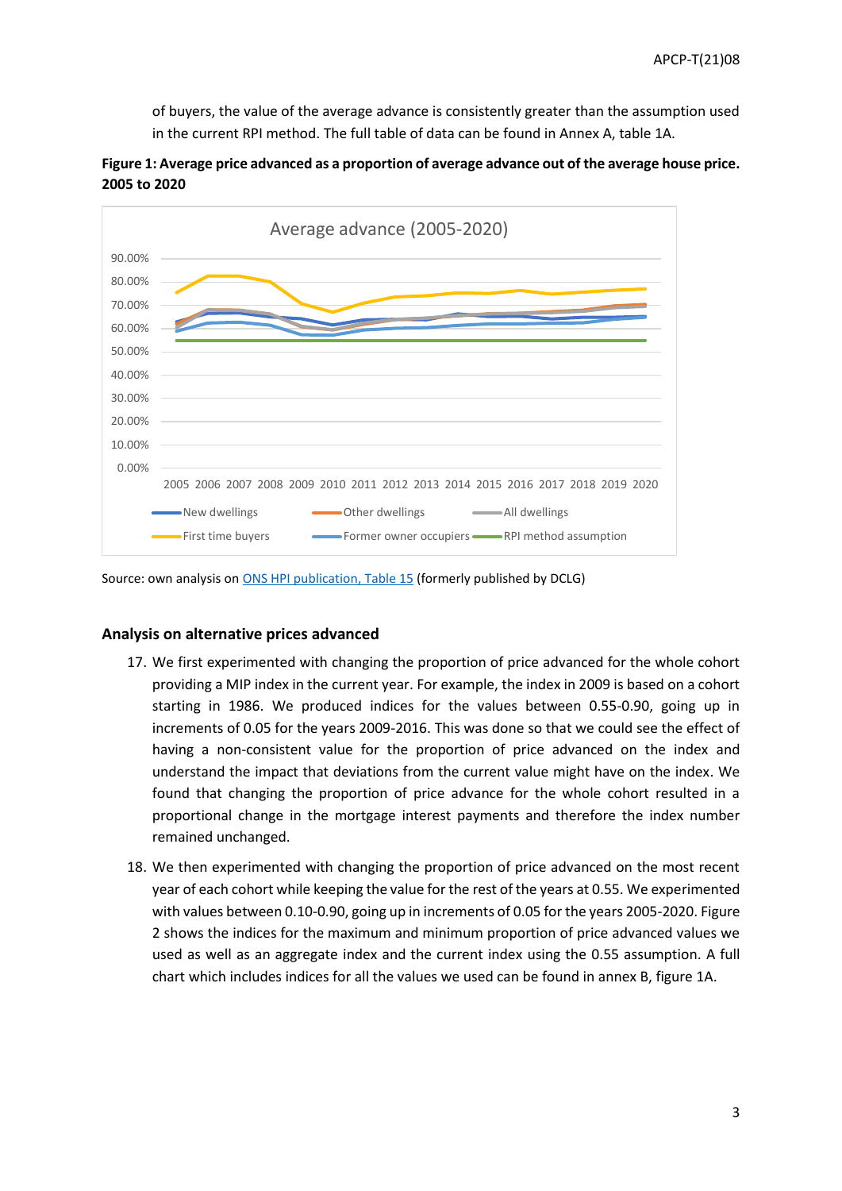of buyers, the value of the average advance is consistently greater than the assumption used in the current RPI method. The full table of data can be found in Annex A, table 1A.

**Figure 1: Average price advanced as a proportion of average advance out of the average house price. 2005 to 2020**

Source: own analysis on [ONS HPI publication, Table 15](#) (formerly published by DCLG)

### Analysis on alternative prices advanced

17. We first experimented with changing the proportion of price advanced for the whole cohort providing a MIP index in the current year. For example, the index in 2009 is based on a cohort starting in 1986. We produced indices for the values between 0.55-0.90, going up in increments of 0.05 for the years 2009-2016. This was done so that we could see the effect of having a non-consistent value for the proportion of price advanced on the index and understand the impact that deviations from the current value might have on the index. We found that changing the proportion of price advance for the whole cohort resulted in a proportional change in the mortgage interest payments and therefore the index number remained unchanged.

18. We then experimented with changing the proportion of price advanced on the most recent year of each cohort while keeping the value for the rest of the years at 0.55. We experimented with values between 0.10-0.90, going up in increments of 0.05 for the years 2005-2020. Figure 2 shows the indices for the maximum and minimum proportion of price advanced values we used as well as an aggregate index and the current index using the 0.55 assumption. A full chart which includes indices for all the values we used can be found in annex B, figure 1A.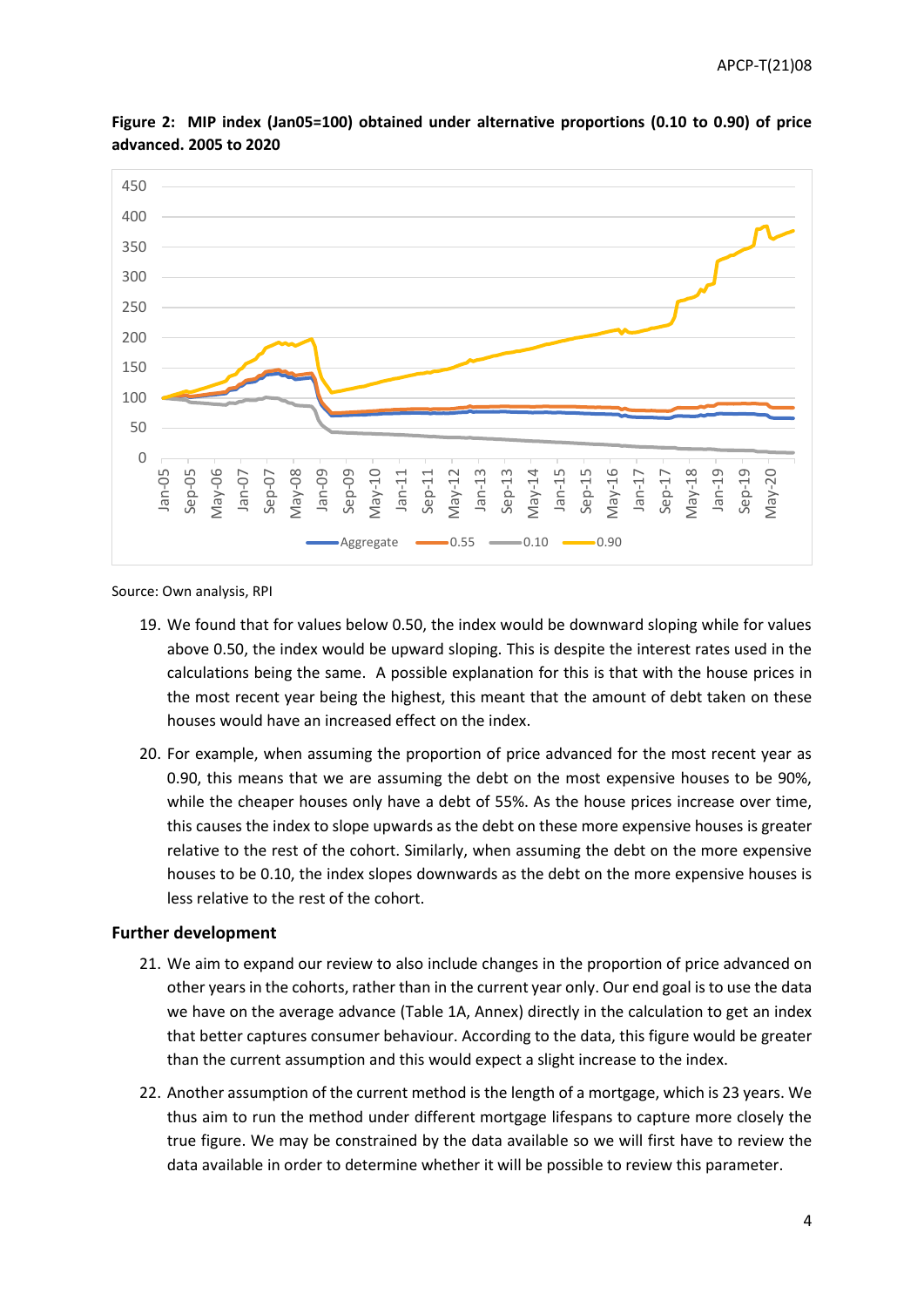**Figure 2: MIP index (Jan05=100) obtained under alternative proportions (0.10 to 0.90) of price advanced. 2005 to 2020**

Source: Own analysis, RPI

19. We found that for values below 0.50, the index would be downward sloping while for values above 0.50, the index would be upward sloping. This is despite the interest rates used in the calculations being the same. A possible explanation for this is that with the house prices in the most recent year being the highest, this meant that the amount of debt taken on these houses would have an increased effect on the index.

20. For example, when assuming the proportion of price advanced for the most recent year as 0.90, this means that we are assuming the debt on the most expensive houses to be 90%, while the cheaper houses only have a debt of 55%. As the house prices increase over time, this causes the index to slope upwards as the debt on these more expensive houses is greater relative to the rest of the cohort. Similarly, when assuming the debt on the more expensive houses to be 0.10, the index slopes downwards as the debt on the more expensive houses is less relative to the rest of the cohort.

## Further development

21. We aim to expand our review to also include changes in the proportion of price advanced on other years in the cohorts, rather than in the current year only. Our end goal is to use the data we have on the average advance (Table 1A, Annex) directly in the calculation to get an index that better captures consumer behaviour. According to the data, this figure would be greater than the current assumption and this would expect a slight increase to the index.

22. Another assumption of the current method is the length of a mortgage, which is 23 years. We thus aim to run the method under different mortgage lifespans to capture more closely the true figure. We may be constrained by the data available so we will first have to review the data available in order to determine whether it will be possible to review this parameter.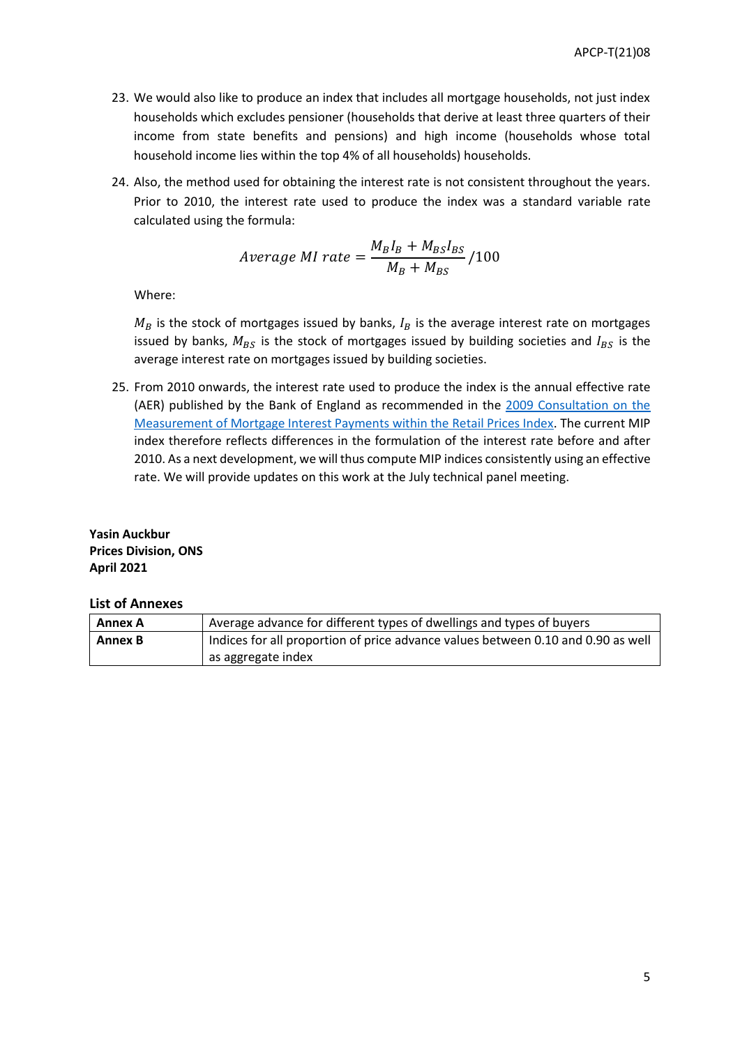23. We would also like to produce an index that includes all mortgage households, not just index households which excludes pensioner (households that derive at least three quarters of their income from state benefits and pensions) and high income (households whose total household income lies within the top 4% of all households) households.

24. Also, the method used for obtaining the interest rate is not consistent throughout the years. Prior to 2010, the interest rate used to produce the index was a standard variable rate calculated using the formula:

$$Average\ MI\ rate = \frac{M_B I_B + M_{BS} I_{BS}}{M_B + M_{BS}} / 100$$

Where:

$M_B$ is the stock of mortgages issued by banks, $I_B$ is the average interest rate on mortgages issued by banks, $M_{BS}$ is the stock of mortgages issued by building societies and $I_{BS}$ is the average interest rate on mortgages issued by building societies.

25. From 2010 onwards, the interest rate used to produce the index is the annual effective rate (AER) published by the Bank of England as recommended in the 2009 Consultation on the Measurement of Mortgage Interest Payments within the Retail Prices Index. The current MIP index therefore reflects differences in the formulation of the interest rate before and after 2010. As a next development, we will thus compute MIP indices consistently using an effective rate. We will provide updates on this work at the July technical panel meeting.

**Yasin Auckbur**
**Prices Division, ONS**
**April 2021**

**List of Annexes**

| | |
|---|---|
| **Annex A** | Average advance for different types of dwellings and types of buyers |
| **Annex B** | Indices for all proportion of price advance values between 0.10 and 0.90 as well as aggregate index |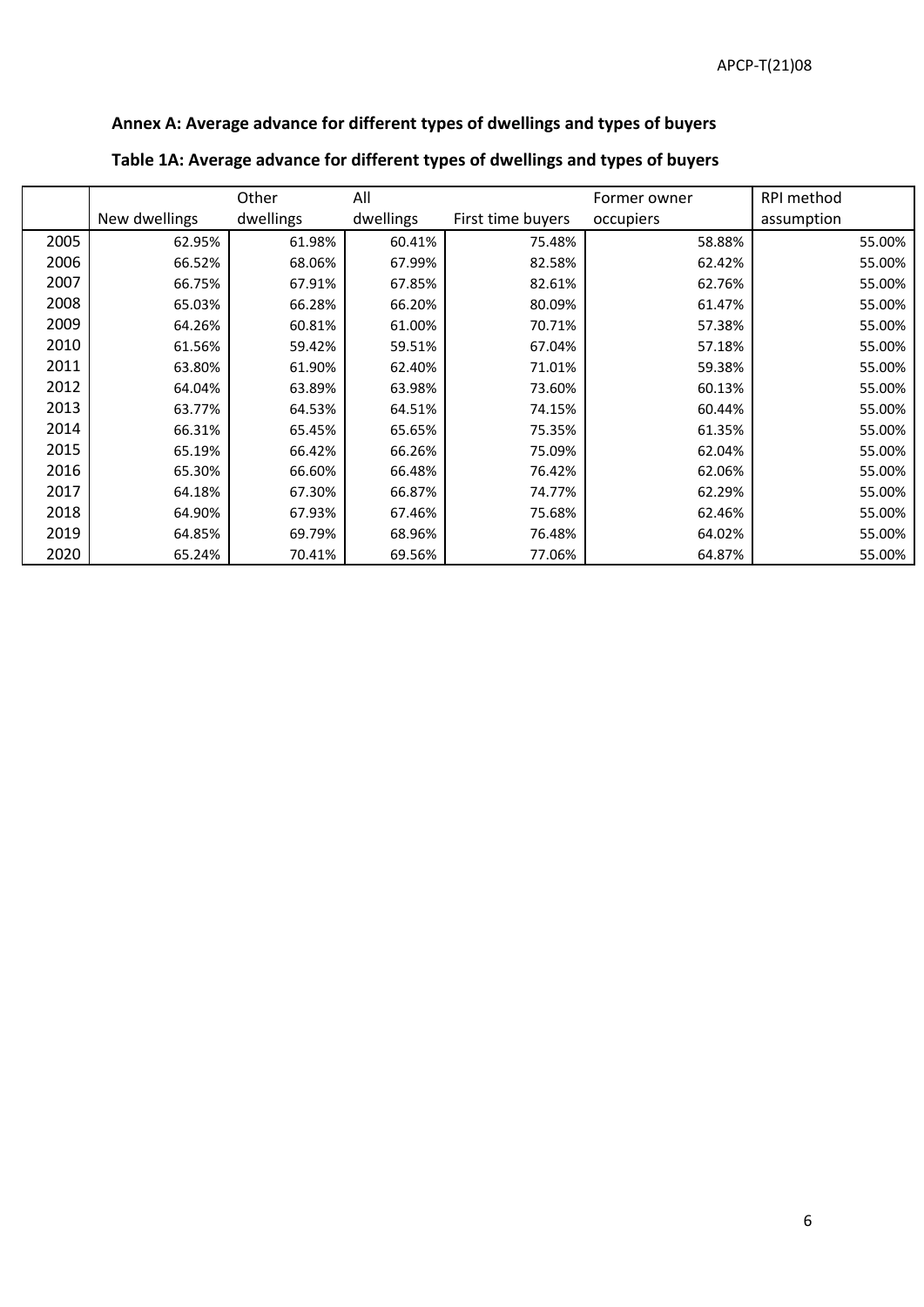## Annex A: Average advance for different types of dwellings and types of buyers

### Table 1A: Average advance for different types of dwellings and types of buyers

| | New dwellings | Other dwellings | All dwellings | First time buyers | Former owner occupiers | RPI method assumption |
|---|---|---|---|---|---|---|
| 2005 | 62.95% | 61.98% | 60.41% | 75.48% | 58.88% | 55.00% |
| 2006 | 66.52% | 68.06% | 67.99% | 82.58% | 62.42% | 55.00% |
| 2007 | 66.75% | 67.91% | 67.85% | 82.61% | 62.76% | 55.00% |
| 2008 | 65.03% | 66.28% | 66.20% | 80.09% | 61.47% | 55.00% |
| 2009 | 64.26% | 60.81% | 61.00% | 70.71% | 57.38% | 55.00% |
| 2010 | 61.56% | 59.42% | 59.51% | 67.04% | 57.18% | 55.00% |
| 2011 | 63.80% | 61.90% | 62.40% | 71.01% | 59.38% | 55.00% |
| 2012 | 64.04% | 63.89% | 63.98% | 73.60% | 60.13% | 55.00% |
| 2013 | 63.77% | 64.53% | 64.51% | 74.15% | 60.44% | 55.00% |
| 2014 | 66.31% | 65.45% | 65.65% | 75.35% | 61.35% | 55.00% |
| 2015 | 65.19% | 66.42% | 66.26% | 75.09% | 62.04% | 55.00% |
| 2016 | 65.30% | 66.60% | 66.48% | 76.42% | 62.06% | 55.00% |
| 2017 | 64.18% | 67.30% | 66.87% | 74.77% | 62.29% | 55.00% |
| 2018 | 64.90% | 67.93% | 67.46% | 75.68% | 62.46% | 55.00% |
| 2019 | 64.85% | 69.79% | 68.96% | 76.48% | 64.02% | 55.00% |
| 2020 | 65.24% | 70.41% | 69.56% | 77.06% | 64.87% | 55.00% |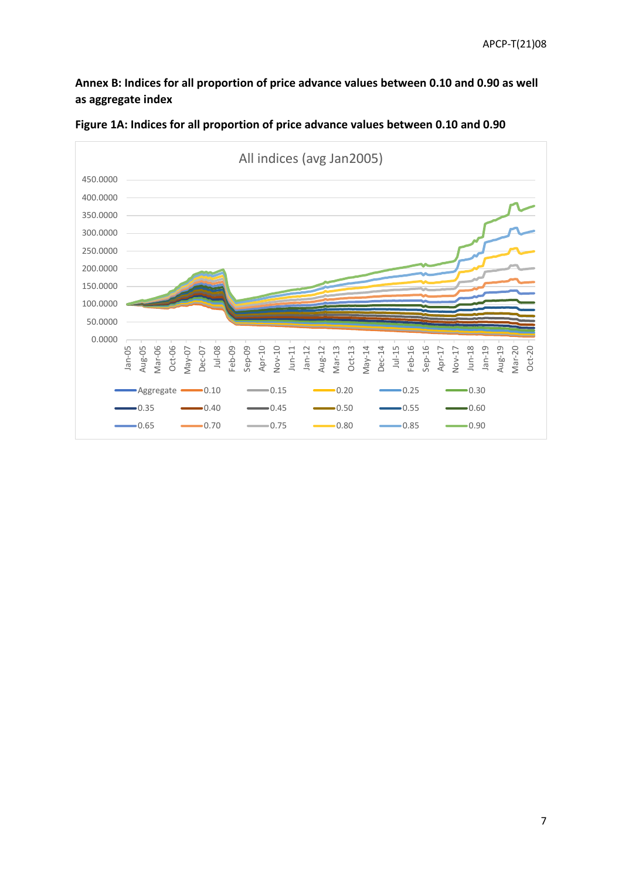**Annex B: Indices for all proportion of price advance values between 0.10 and 0.90 as well as aggregate index**

**Figure 1A: Indices for all proportion of price advance values between 0.10 and 0.90**

All indices (avg Jan2005)

450.0000
400.0000
350.0000
300.0000
250.0000
200.0000
150.0000
100.0000
50.0000
0.0000

Jan-05 Aug-05 Mar-06 Oct-06 May-07 Dec-07 Jul-08 Feb-09 Sep-09 Apr-10 Nov-10 Jun-11 Jan-12 Aug-12 Mar-13 Oct-13 May-14 Dec-14 Jul-15 Feb-16 Sep-16 Apr-17 Nov-17 Jun-18 Jan-19 Aug-19 Mar-20 Oct-20

Aggregate 0.10 0.15 0.20 0.25 0.30
0.35 0.40 0.45 0.50 0.55 0.60
0.65 0.70 0.75 0.80 0.85 0.90